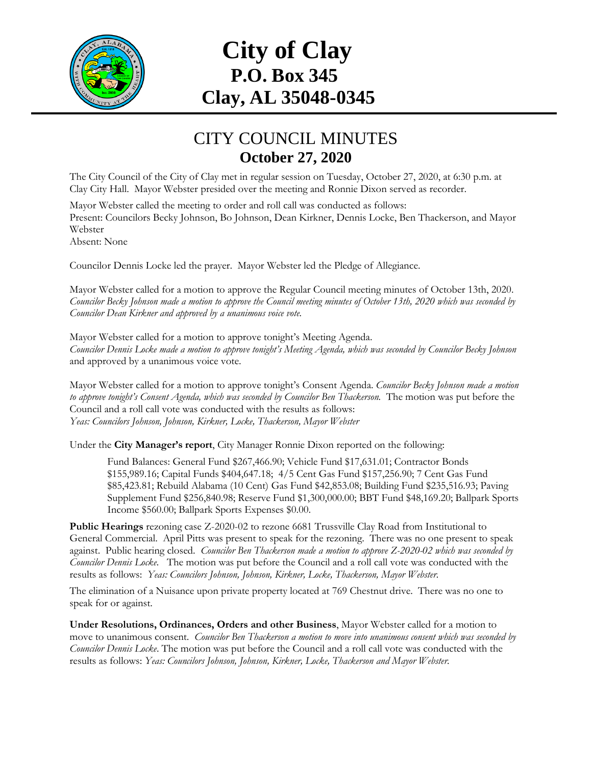# City of Clay
## P.O. Box 345
## Clay, AL 35048-0345

## CITY COUNCIL MINUTES
### October 27, 2020

The City Council of the City of Clay met in regular session on Tuesday, October 27, 2020, at 6:30 p.m. at Clay City Hall. Mayor Webster presided over the meeting and Ronnie Dixon served as recorder.

Mayor Webster called the meeting to order and roll call was conducted as follows:
Present: Councilors Becky Johnson, Bo Johnson, Dean Kirkner, Dennis Locke, Ben Thackerson, and Mayor Webster
Absent: None

Councilor Dennis Locke led the prayer. Mayor Webster led the Pledge of Allegiance.

Mayor Webster called for a motion to approve the Regular Council meeting minutes of October 13th, 2020. *Councilor Becky Johnson made a motion to approve the Council meeting minutes of October 13th, 2020 which was seconded by Councilor Dean Kirkner and approved by a unanimous voice vote.*

Mayor Webster called for a motion to approve tonight's Meeting Agenda.
*Councilor Dennis Locke made a motion to approve tonight's Meeting Agenda, which was seconded by Councilor Becky Johnson* and approved by a unanimous voice vote.

Mayor Webster called for a motion to approve tonight's Consent Agenda. *Councilor Becky Johnson made a motion to approve tonight's Consent Agenda, which was seconded by Councilor Ben Thackerson.* The motion was put before the Council and a roll call vote was conducted with the results as follows:
*Yeas: Councilors Johnson, Johnson, Kirkner, Locke, Thackerson, Mayor Webster*

Under the **City Manager's report**, City Manager Ronnie Dixon reported on the following:

> Fund Balances: General Fund $267,466.90; Vehicle Fund $17,631.01; Contractor Bonds $155,989.16; Capital Funds $404,647.18; 4/5 Cent Gas Fund $157,256.90; 7 Cent Gas Fund $85,423.81; Rebuild Alabama (10 Cent) Gas Fund $42,853.08; Building Fund $235,516.93; Paving Supplement Fund $256,840.98; Reserve Fund $1,300,000.00; BBT Fund $48,169.20; Ballpark Sports Income $560.00; Ballpark Sports Expenses $0.00.

**Public Hearings** rezoning case Z-2020-02 to rezone 6681 Trussville Clay Road from Institutional to General Commercial. April Pitts was present to speak for the rezoning. There was no one present to speak against. Public hearing closed. *Councilor Ben Thackerson made a motion to approve Z-2020-02 which was seconded by Councilor Dennis Locke.* The motion was put before the Council and a roll call vote was conducted with the results as follows: *Yeas: Councilors Johnson, Johnson, Kirkner, Locke, Thackerson, Mayor Webster.*

The elimination of a Nuisance upon private property located at 769 Chestnut drive. There was no one to speak for or against.

**Under Resolutions, Ordinances, Orders and other Business**, Mayor Webster called for a motion to move to unanimous consent. *Councilor Ben Thackerson a motion to move into unanimous consent which was seconded by Councilor Dennis Locke.* The motion was put before the Council and a roll call vote was conducted with the results as follows: *Yeas: Councilors Johnson, Johnson, Kirkner, Locke, Thackerson and Mayor Webster.*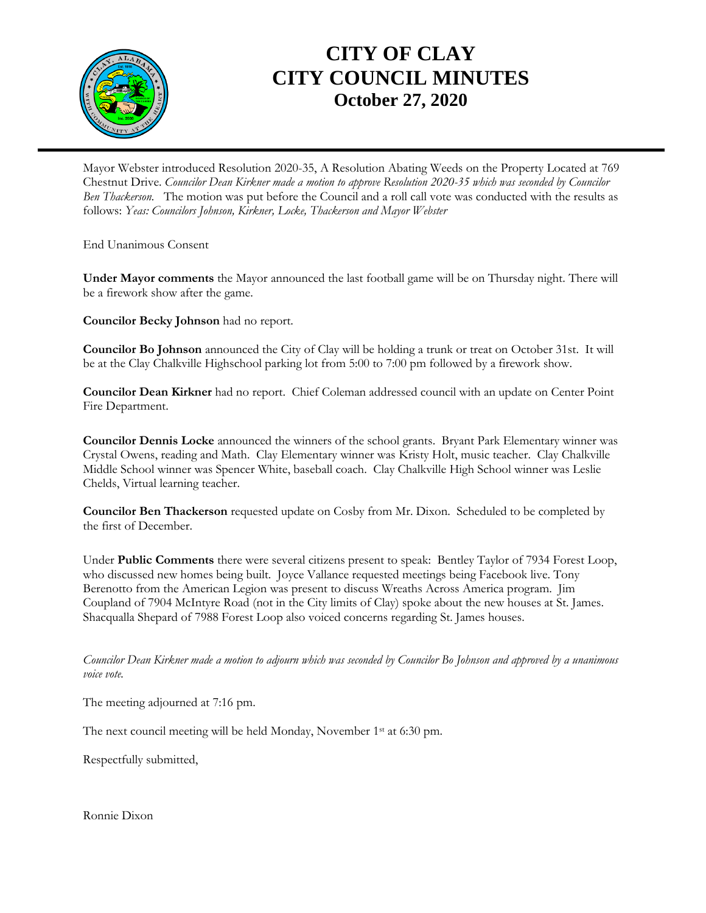# CITY OF CLAY
# CITY COUNCIL MINUTES
## October 27, 2020

Mayor Webster introduced Resolution 2020-35, A Resolution Abating Weeds on the Property Located at 769 Chestnut Drive. *Councilor Dean Kirkner made a motion to approve Resolution 2020-35 which was seconded by Councilor Ben Thackerson.* The motion was put before the Council and a roll call vote was conducted with the results as follows: *Yeas: Councilors Johnson, Kirkner, Locke, Thackerson and Mayor Webster*

End Unanimous Consent

**Under Mayor comments** the Mayor announced the last football game will be on Thursday night. There will be a firework show after the game.

**Councilor Becky Johnson** had no report.

**Councilor Bo Johnson** announced the City of Clay will be holding a trunk or treat on October 31st. It will be at the Clay Chalkville Highschool parking lot from 5:00 to 7:00 pm followed by a firework show.

**Councilor Dean Kirkner** had no report. Chief Coleman addressed council with an update on Center Point Fire Department.

**Councilor Dennis Locke** announced the winners of the school grants. Bryant Park Elementary winner was Crystal Owens, reading and Math. Clay Elementary winner was Kristy Holt, music teacher. Clay Chalkville Middle School winner was Spencer White, baseball coach. Clay Chalkville High School winner was Leslie Chelds, Virtual learning teacher.

**Councilor Ben Thackerson** requested update on Cosby from Mr. Dixon. Scheduled to be completed by the first of December.

Under **Public Comments** there were several citizens present to speak: Bentley Taylor of 7934 Forest Loop, who discussed new homes being built. Joyce Vallance requested meetings being Facebook live. Tony Berenotto from the American Legion was present to discuss Wreaths Across America program. Jim Coupland of 7904 McIntyre Road (not in the City limits of Clay) spoke about the new houses at St. James. Shacqualla Shepard of 7988 Forest Loop also voiced concerns regarding St. James houses.

*Councilor Dean Kirkner made a motion to adjourn which was seconded by Councilor Bo Johnson and approved by a unanimous voice vote.*

The meeting adjourned at 7:16 pm.

The next council meeting will be held Monday, November 1st at 6:30 pm.

Respectfully submitted,

Ronnie Dixon